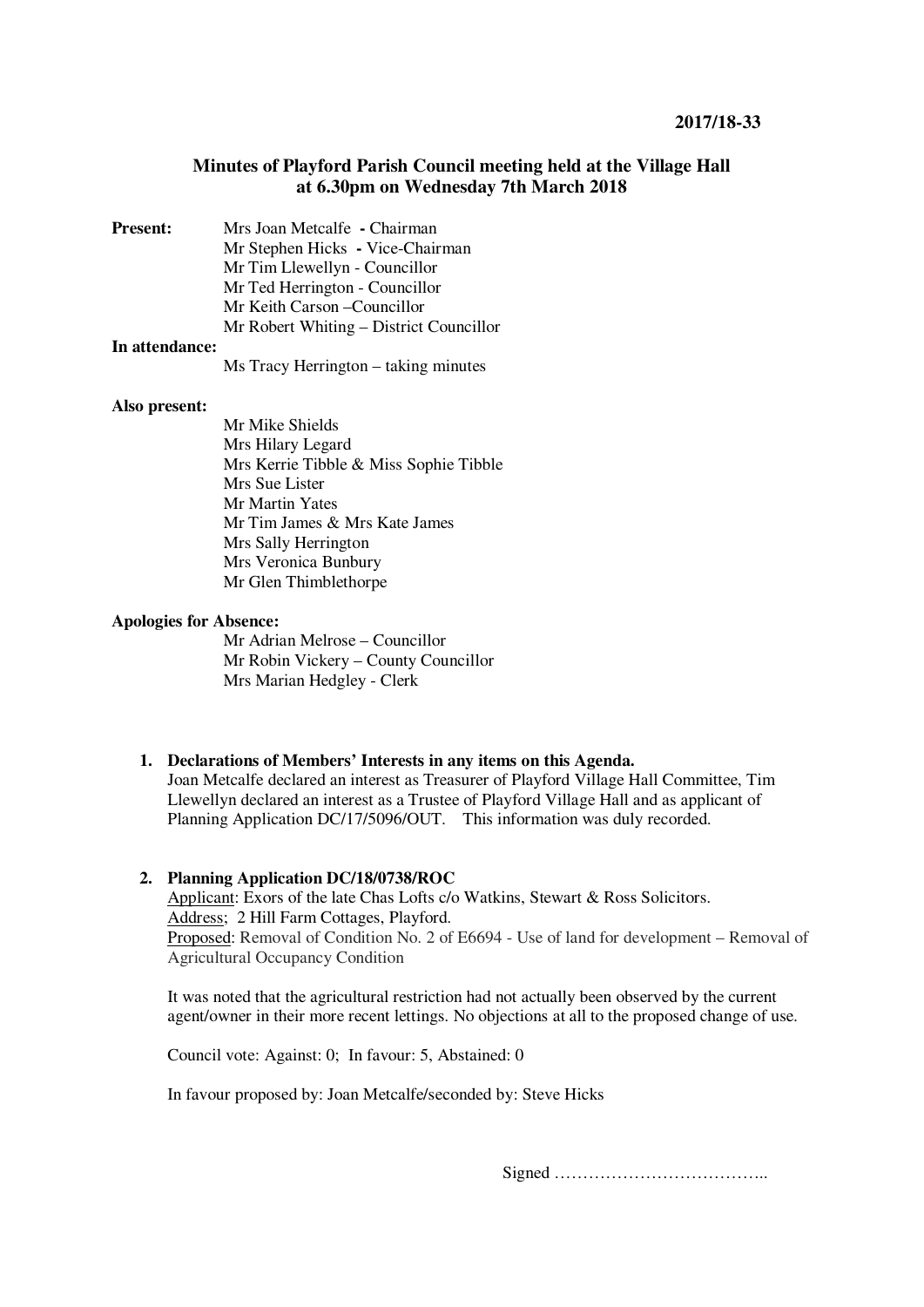**2017/18-33**

## Minutes of Playford Parish Council meeting held at the Village Hall at 6.30pm on Wednesday 7th March 2018

**Present:**

- Mrs Joan Metcalfe **-** Chairman
- Mr Stephen Hicks **-** Vice-Chairman
- Mr Tim Llewellyn - Councillor
- Mr Ted Herrington - Councillor
- Mr Keith Carson –Councillor
- Mr Robert Whiting – District Councillor

**In attendance:**

- Ms Tracy Herrington – taking minutes

**Also present:**

- Mr Mike Shields
- Mrs Hilary Legard
- Mrs Kerrie Tibble & Miss Sophie Tibble
- Mrs Sue Lister
- Mr Martin Yates
- Mr Tim James & Mrs Kate James
- Mrs Sally Herrington
- Mrs Veronica Bunbury
- Mr Glen Thimblethorpe

**Apologies for Absence:**

- Mr Adrian Melrose – Councillor
- Mr Robin Vickery – County Councillor
- Mrs Marian Hedgley - Clerk

1. **Declarations of Members' Interests in any items on this Agenda.**
   Joan Metcalfe declared an interest as Treasurer of Playford Village Hall Committee, Tim Llewellyn declared an interest as a Trustee of Playford Village Hall and as applicant of Planning Application DC/17/5096/OUT. This information was duly recorded.

2. **Planning Application DC/18/0738/ROC**
   Applicant: Exors of the late Chas Lofts c/o Watkins, Stewart & Ross Solicitors.
   Address; 2 Hill Farm Cottages, Playford.
   Proposed: Removal of Condition No. 2 of E6694 - Use of land for development – Removal of Agricultural Occupancy Condition

   It was noted that the agricultural restriction had not actually been observed by the current agent/owner in their more recent lettings. No objections at all to the proposed change of use.

   Council vote: Against: 0; In favour: 5, Abstained: 0

   In favour proposed by: Joan Metcalfe/seconded by: Steve Hicks

Signed ………………………………..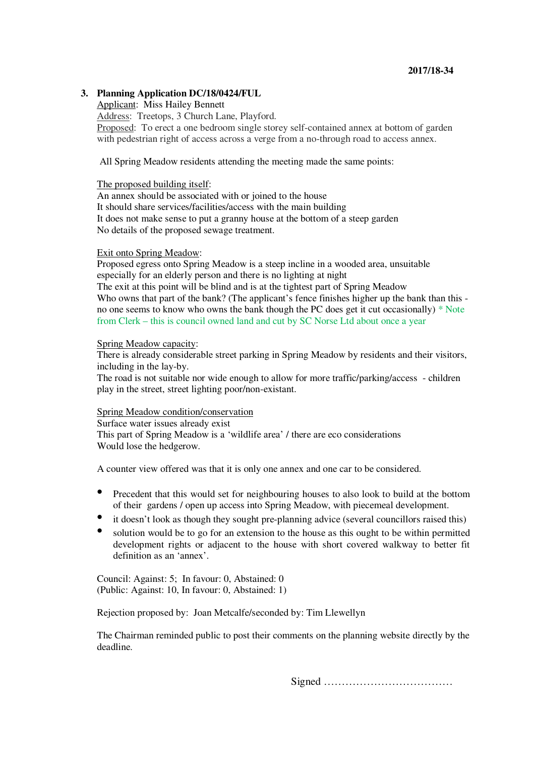## 3. Planning Application DC/18/0424/FUL

Applicant: Miss Hailey Bennett
Address: Treetops, 3 Church Lane, Playford.
Proposed: To erect a one bedroom single storey self-contained annex at bottom of garden with pedestrian right of access across a verge from a no-through road to access annex.

All Spring Meadow residents attending the meeting made the same points:

The proposed building itself:
An annex should be associated with or joined to the house
It should share services/facilities/access with the main building
It does not make sense to put a granny house at the bottom of a steep garden
No details of the proposed sewage treatment.

Exit onto Spring Meadow:
Proposed egress onto Spring Meadow is a steep incline in a wooded area, unsuitable especially for an elderly person and there is no lighting at night
The exit at this point will be blind and is at the tightest part of Spring Meadow
Who owns that part of the bank? (The applicant's fence finishes higher up the bank than this - no one seems to know who owns the bank though the PC does get it cut occasionally) * Note from Clerk – this is council owned land and cut by SC Norse Ltd about once a year

Spring Meadow capacity:
There is already considerable street parking in Spring Meadow by residents and their visitors, including in the lay-by.
The road is not suitable nor wide enough to allow for more traffic/parking/access - children play in the street, street lighting poor/non-existant.

Spring Meadow condition/conservation
Surface water issues already exist
This part of Spring Meadow is a 'wildlife area' / there are eco considerations
Would lose the hedgerow.

A counter view offered was that it is only one annex and one car to be considered.

- Precedent that this would set for neighbouring houses to also look to build at the bottom of their gardens / open up access into Spring Meadow, with piecemeal development.
- it doesn't look as though they sought pre-planning advice (several councillors raised this)
- solution would be to go for an extension to the house as this ought to be within permitted development rights or adjacent to the house with short covered walkway to better fit definition as an 'annex'.

Council: Against: 5; In favour: 0, Abstained: 0
(Public: Against: 10, In favour: 0, Abstained: 1)

Rejection proposed by: Joan Metcalfe/seconded by: Tim Llewellyn

The Chairman reminded public to post their comments on the planning website directly by the deadline.

Signed ………………………………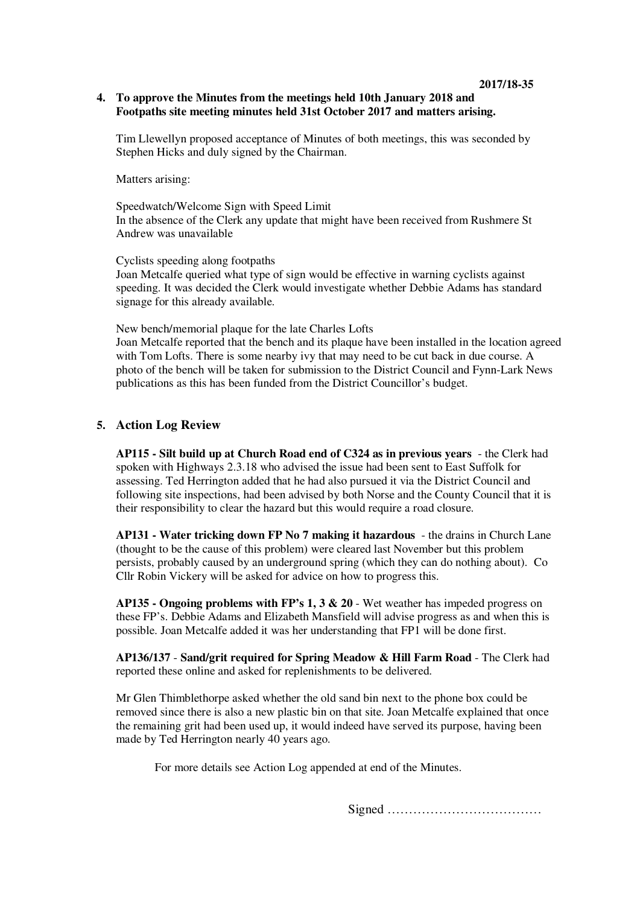2017/18-35

**4. To approve the Minutes from the meetings held 10th January 2018 and Footpaths site meeting minutes held 31st October 2017 and matters arising.**

Tim Llewellyn proposed acceptance of Minutes of both meetings, this was seconded by Stephen Hicks and duly signed by the Chairman.

Matters arising:

Speedwatch/Welcome Sign with Speed Limit
In the absence of the Clerk any update that might have been received from Rushmere St Andrew was unavailable

Cyclists speeding along footpaths
Joan Metcalfe queried what type of sign would be effective in warning cyclists against speeding. It was decided the Clerk would investigate whether Debbie Adams has standard signage for this already available.

New bench/memorial plaque for the late Charles Lofts
Joan Metcalfe reported that the bench and its plaque have been installed in the location agreed with Tom Lofts. There is some nearby ivy that may need to be cut back in due course. A photo of the bench will be taken for submission to the District Council and Fynn-Lark News publications as this has been funded from the District Councillor's budget.

**5. Action Log Review**

**AP115 - Silt build up at Church Road end of C324 as in previous years** - the Clerk had spoken with Highways 2.3.18 who advised the issue had been sent to East Suffolk for assessing. Ted Herrington added that he had also pursued it via the District Council and following site inspections, had been advised by both Norse and the County Council that it is their responsibility to clear the hazard but this would require a road closure.

**AP131 - Water tricking down FP No 7 making it hazardous** - the drains in Church Lane (thought to be the cause of this problem) were cleared last November but this problem persists, probably caused by an underground spring (which they can do nothing about). Co Cllr Robin Vickery will be asked for advice on how to progress this.

**AP135 - Ongoing problems with FP's 1, 3 & 20** - Wet weather has impeded progress on these FP's. Debbie Adams and Elizabeth Mansfield will advise progress as and when this is possible. Joan Metcalfe added it was her understanding that FP1 will be done first.

**AP136/137** - **Sand/grit required for Spring Meadow & Hill Farm Road** - The Clerk had reported these online and asked for replenishments to be delivered.

Mr Glen Thimblethorpe asked whether the old sand bin next to the phone box could be removed since there is also a new plastic bin on that site. Joan Metcalfe explained that once the remaining grit had been used up, it would indeed have served its purpose, having been made by Ted Herrington nearly 40 years ago.

For more details see Action Log appended at end of the Minutes.

Signed ………………………………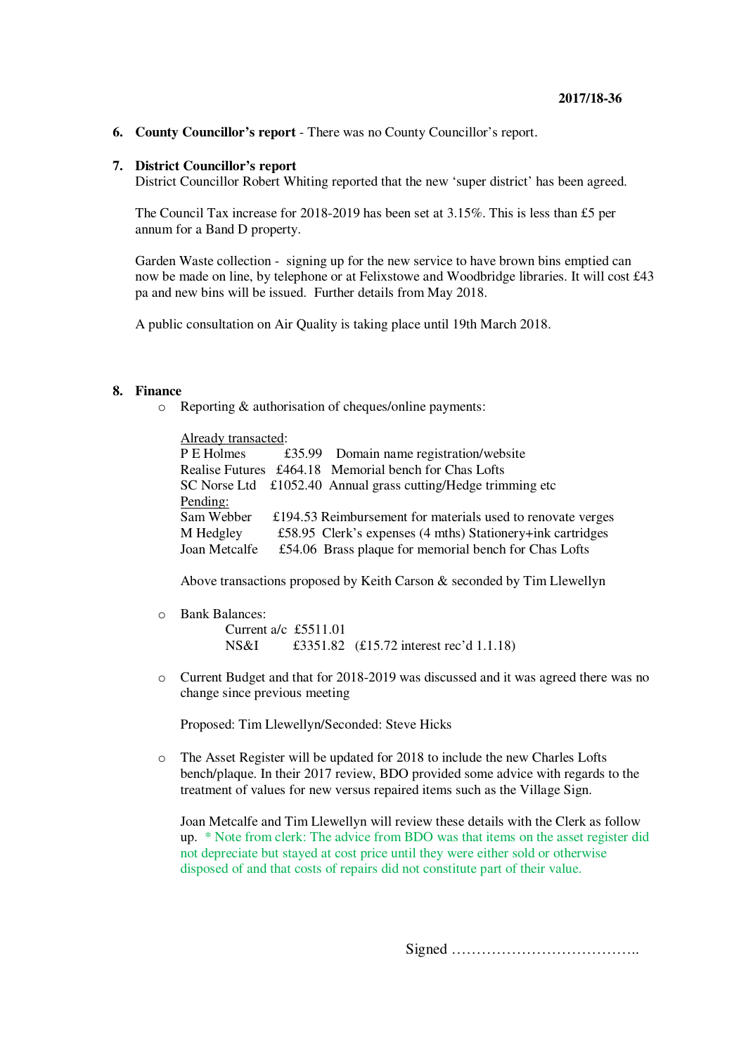6. **County Councillor's report** - There was no County Councillor's report.

7. **District Councillor's report**
   District Councillor Robert Whiting reported that the new 'super district' has been agreed.

   The Council Tax increase for 2018-2019 has been set at 3.15%. This is less than £5 per annum for a Band D property.

   Garden Waste collection - signing up for the new service to have brown bins emptied can now be made on line, by telephone or at Felixstowe and Woodbridge libraries. It will cost £43 pa and new bins will be issued. Further details from May 2018.

   A public consultation on Air Quality is taking place until 19th March 2018.

8. **Finance**
   - Reporting & authorisation of cheques/online payments:

     Already transacted:

     | | | |
     |---|---|---|
     | P E Holmes | £35.99 | Domain name registration/website |
     | Realise Futures | £464.18 | Memorial bench for Chas Lofts |
     | SC Norse Ltd | £1052.40 | Annual grass cutting/Hedge trimming etc |

     Pending:

     | | | |
     |---|---|---|
     | Sam Webber | £194.53 | Reimbursement for materials used to renovate verges |
     | M Hedgley | £58.95 | Clerk's expenses (4 mths) Stationery+ink cartridges |
     | Joan Metcalfe | £54.06 | Brass plaque for memorial bench for Chas Lofts |

     Above transactions proposed by Keith Carson & seconded by Tim Llewellyn

   - Bank Balances:
     Current a/c £5511.01
     NS&I £3351.82 (£15.72 interest rec'd 1.1.18)

   - Current Budget and that for 2018-2019 was discussed and it was agreed there was no change since previous meeting

     Proposed: Tim Llewellyn/Seconded: Steve Hicks

   - The Asset Register will be updated for 2018 to include the new Charles Lofts bench/plaque. In their 2017 review, BDO provided some advice with regards to the treatment of values for new versus repaired items such as the Village Sign.

     Joan Metcalfe and Tim Llewellyn will review these details with the Clerk as follow up. * Note from clerk: The advice from BDO was that items on the asset register did not depreciate but stayed at cost price until they were either sold or otherwise disposed of and that costs of repairs did not constitute part of their value.

Signed ………………………………..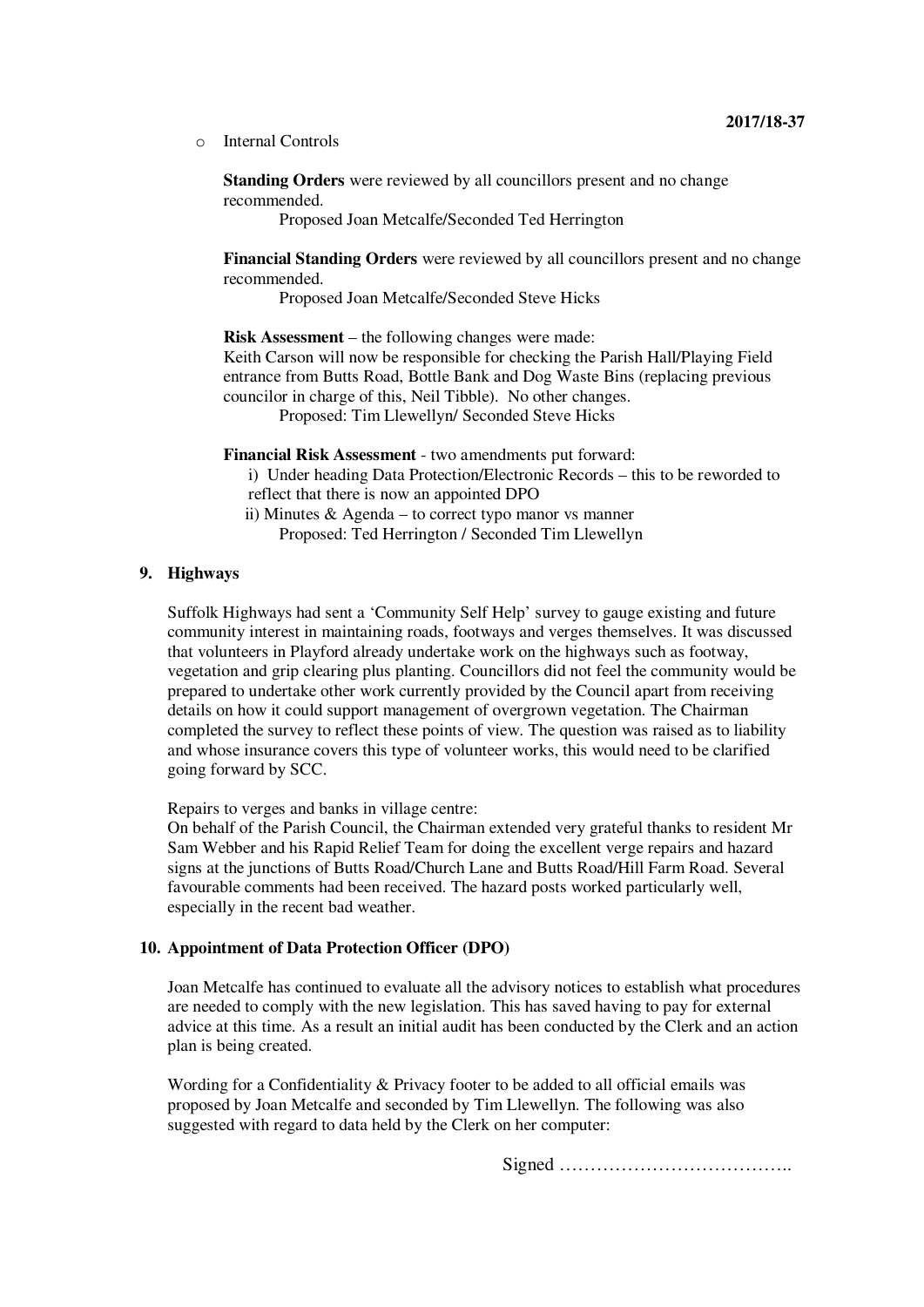- Internal Controls

  **Standing Orders** were reviewed by all councillors present and no change recommended.
  
  Proposed Joan Metcalfe/Seconded Ted Herrington

  **Financial Standing Orders** were reviewed by all councillors present and no change recommended.
  
  Proposed Joan Metcalfe/Seconded Steve Hicks

  **Risk Assessment** – the following changes were made:
  Keith Carson will now be responsible for checking the Parish Hall/Playing Field entrance from Butts Road, Bottle Bank and Dog Waste Bins (replacing previous councilor in charge of this, Neil Tibble). No other changes.
  
  Proposed: Tim Llewellyn/ Seconded Steve Hicks

  **Financial Risk Assessment** - two amendments put forward:
  
  i) Under heading Data Protection/Electronic Records – this to be reworded to reflect that there is now an appointed DPO
  
  ii) Minutes & Agenda – to correct typo manor vs manner
  
  Proposed: Ted Herrington / Seconded Tim Llewellyn

## 9. Highways

Suffolk Highways had sent a 'Community Self Help' survey to gauge existing and future community interest in maintaining roads, footways and verges themselves. It was discussed that volunteers in Playford already undertake work on the highways such as footway, vegetation and grip clearing plus planting. Councillors did not feel the community would be prepared to undertake other work currently provided by the Council apart from receiving details on how it could support management of overgrown vegetation. The Chairman completed the survey to reflect these points of view. The question was raised as to liability and whose insurance covers this type of volunteer works, this would need to be clarified going forward by SCC.

Repairs to verges and banks in village centre:
On behalf of the Parish Council, the Chairman extended very grateful thanks to resident Mr Sam Webber and his Rapid Relief Team for doing the excellent verge repairs and hazard signs at the junctions of Butts Road/Church Lane and Butts Road/Hill Farm Road. Several favourable comments had been received. The hazard posts worked particularly well, especially in the recent bad weather.

## 10. Appointment of Data Protection Officer (DPO)

Joan Metcalfe has continued to evaluate all the advisory notices to establish what procedures are needed to comply with the new legislation. This has saved having to pay for external advice at this time. As a result an initial audit has been conducted by the Clerk and an action plan is being created.

Wording for a Confidentiality & Privacy footer to be added to all official emails was proposed by Joan Metcalfe and seconded by Tim Llewellyn. The following was also suggested with regard to data held by the Clerk on her computer:

Signed ………………………………..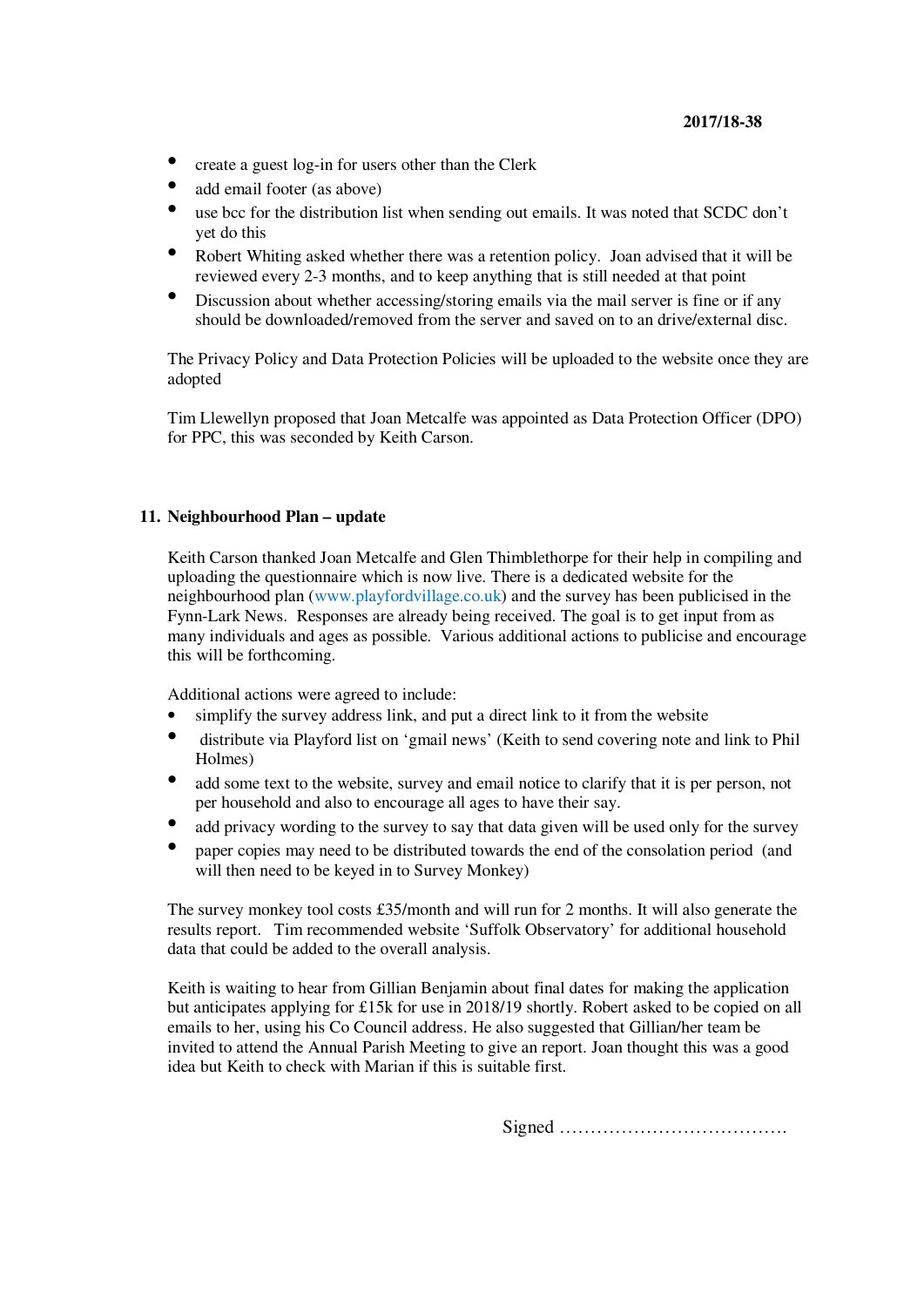- create a guest log-in for users other than the Clerk
- add email footer (as above)
- use bcc for the distribution list when sending out emails. It was noted that SCDC don't yet do this
- Robert Whiting asked whether there was a retention policy. Joan advised that it will be reviewed every 2-3 months, and to keep anything that is still needed at that point
- Discussion about whether accessing/storing emails via the mail server is fine or if any should be downloaded/removed from the server and saved on to an drive/external disc.

The Privacy Policy and Data Protection Policies will be uploaded to the website once they are adopted

Tim Llewellyn proposed that Joan Metcalfe was appointed as Data Protection Officer (DPO) for PPC, this was seconded by Keith Carson.

## 11. Neighbourhood Plan – update

Keith Carson thanked Joan Metcalfe and Glen Thimblethorpe for their help in compiling and uploading the questionnaire which is now live. There is a dedicated website for the neighbourhood plan (www.playfordvillage.co.uk) and the survey has been publicised in the Fynn-Lark News. Responses are already being received. The goal is to get input from as many individuals and ages as possible. Various additional actions to publicise and encourage this will be forthcoming.

Additional actions were agreed to include:

- simplify the survey address link, and put a direct link to it from the website
- distribute via Playford list on 'gmail news' (Keith to send covering note and link to Phil Holmes)
- add some text to the website, survey and email notice to clarify that it is per person, not per household and also to encourage all ages to have their say.
- add privacy wording to the survey to say that data given will be used only for the survey
- paper copies may need to be distributed towards the end of the consolation period (and will then need to be keyed in to Survey Monkey)

The survey monkey tool costs £35/month and will run for 2 months. It will also generate the results report. Tim recommended website 'Suffolk Observatory' for additional household data that could be added to the overall analysis.

Keith is waiting to hear from Gillian Benjamin about final dates for making the application but anticipates applying for £15k for use in 2018/19 shortly. Robert asked to be copied on all emails to her, using his Co Council address. He also suggested that Gillian/her team be invited to attend the Annual Parish Meeting to give an report. Joan thought this was a good idea but Keith to check with Marian if this is suitable first.

Signed ………………………………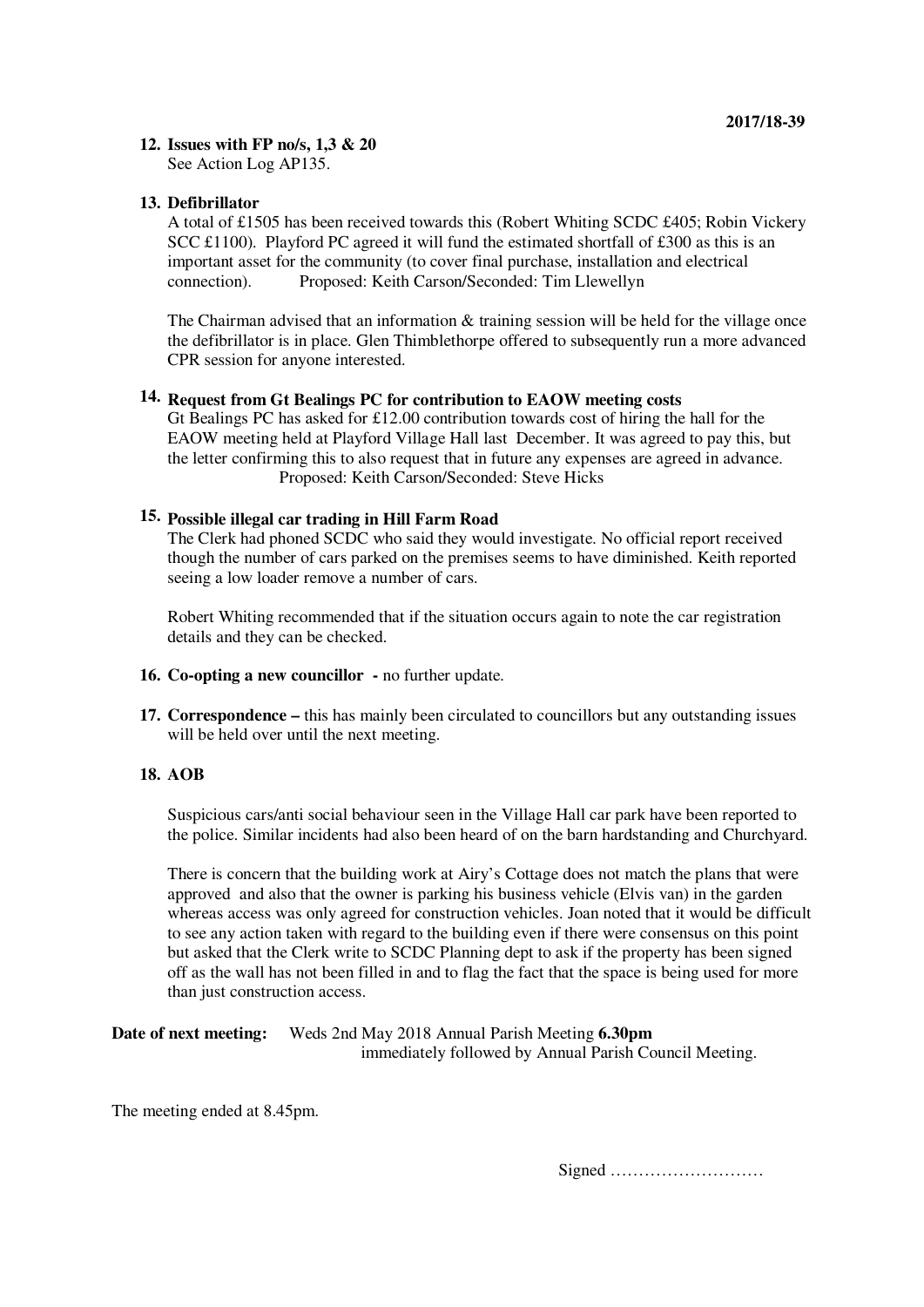2017/18-39

**12. Issues with FP no/s, 1,3 & 20**
See Action Log AP135.

**13. Defibrillator**
A total of £1505 has been received towards this (Robert Whiting SCDC £405; Robin Vickery SCC £1100). Playford PC agreed it will fund the estimated shortfall of £300 as this is an important asset for the community (to cover final purchase, installation and electrical connection). Proposed: Keith Carson/Seconded: Tim Llewellyn

The Chairman advised that an information & training session will be held for the village once the defibrillator is in place. Glen Thimblethorpe offered to subsequently run a more advanced CPR session for anyone interested.

**14. Request from Gt Bealings PC for contribution to EAOW meeting costs**
Gt Bealings PC has asked for £12.00 contribution towards cost of hiring the hall for the EAOW meeting held at Playford Village Hall last December. It was agreed to pay this, but the letter confirming this to also request that in future any expenses are agreed in advance.
Proposed: Keith Carson/Seconded: Steve Hicks

**15. Possible illegal car trading in Hill Farm Road**
The Clerk had phoned SCDC who said they would investigate. No official report received though the number of cars parked on the premises seems to have diminished. Keith reported seeing a low loader remove a number of cars.

Robert Whiting recommended that if the situation occurs again to note the car registration details and they can be checked.

**16. Co-opting a new councillor -** no further update.

**17. Correspondence –** this has mainly been circulated to councillors but any outstanding issues will be held over until the next meeting.

**18. AOB**

Suspicious cars/anti social behaviour seen in the Village Hall car park have been reported to the police. Similar incidents had also been heard of on the barn hardstanding and Churchyard.

There is concern that the building work at Airy's Cottage does not match the plans that were approved and also that the owner is parking his business vehicle (Elvis van) in the garden whereas access was only agreed for construction vehicles. Joan noted that it would be difficult to see any action taken with regard to the building even if there were consensus on this point but asked that the Clerk write to SCDC Planning dept to ask if the property has been signed off as the wall has not been filled in and to flag the fact that the space is being used for more than just construction access.

**Date of next meeting:** Weds 2nd May 2018 Annual Parish Meeting **6.30pm**
immediately followed by Annual Parish Council Meeting.

The meeting ended at 8.45pm.

Signed ………………………